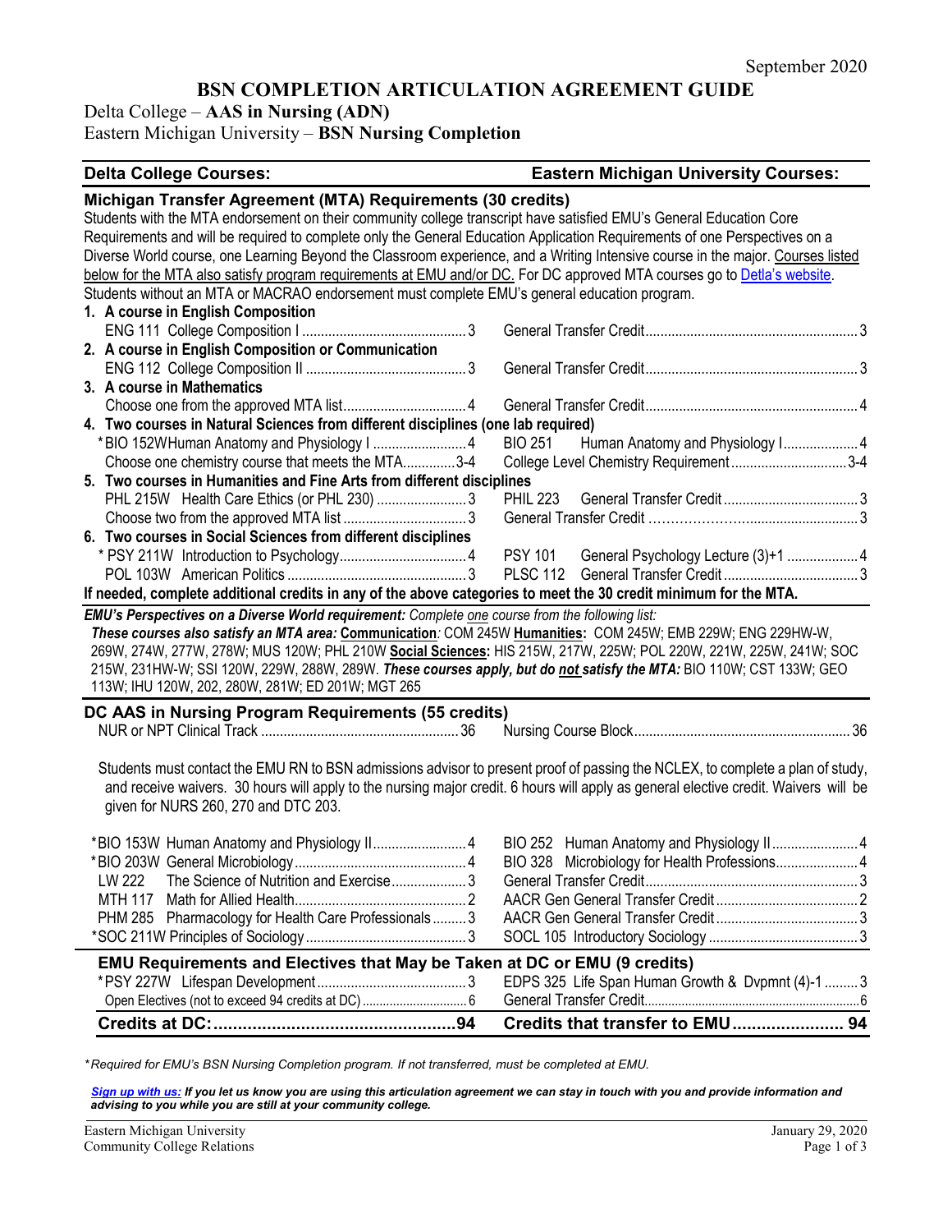September 2020

# BSN COMPLETION ARTICULATION AGREEMENT GUIDE

Delta College – **AAS in Nursing (ADN)**
Eastern Michigan University – **BSN Nursing Completion**

| Delta College Courses: | | Eastern Michigan University Courses: | |
|---|---|---|---|
| **Michigan Transfer Agreement (MTA) Requirements (30 credits)** | | | |
| **1. A course in English Composition** | | | |
| ENG 111 College Composition I | 3 | General Transfer Credit | 3 |
| **2. A course in English Composition or Communication** | | | |
| ENG 112 College Composition II | 3 | General Transfer Credit | 3 |
| **3. A course in Mathematics** | | | |
| Choose one from the approved MTA list | 4 | General Transfer Credit | 4 |
| **4. Two courses in Natural Sciences from different disciplines (one lab required)** | | | |
| *BIO 152W Human Anatomy and Physiology I | 4 | BIO 251 Human Anatomy and Physiology I | 4 |
| Choose one chemistry course that meets the MTA | 3-4 | College Level Chemistry Requirement | 3-4 |
| **5. Two courses in Humanities and Fine Arts from different disciplines** | | | |
| PHL 215W Health Care Ethics (or PHL 230) | 3 | PHIL 223 General Transfer Credit | 3 |
| Choose two from the approved MTA list | 3 | General Transfer Credit | 3 |
| **6. Two courses in Social Sciences from different disciplines** | | | |
| * PSY 211W Introduction to Psychology | 4 | PSY 101 General Psychology Lecture (3)+1 | 4 |
| POL 103W American Politics | 3 | PLSC 112 General Transfer Credit | 3 |

Students with the MTA endorsement on their community college transcript have satisfied EMU's General Education Core Requirements and will be required to complete only the General Education Application Requirements of one Perspectives on a Diverse World course, one Learning Beyond the Classroom experience, and a Writing Intensive course in the major. Courses listed below for the MTA also satisfy program requirements at EMU and/or DC. For DC approved MTA courses go to [Detla's website](). Students without an MTA or MACRAO endorsement must complete EMU's general education program.

**If needed, complete additional credits in any of the above categories to meet the 30 credit minimum for the MTA.**

***EMU's Perspectives on a Diverse World requirement:*** *Complete one course from the following list:*
***These courses also satisfy an MTA area:*** **Communication***:* COM 245W **Humanities:** COM 245W; EMB 229W; ENG 229HW-W, 269W, 274W, 277W, 278W; MUS 120W; PHL 210W **Social Sciences:** HIS 215W, 217W, 225W; POL 220W, 221W, 225W, 241W; SOC 215W, 231HW-W; SSI 120W, 229W, 288W, 289W. ***These courses apply, but do not satisfy the MTA:*** BIO 110W; CST 133W; GEO 113W; IHU 120W, 202, 280W, 281W; ED 201W; MGT 265

## DC AAS in Nursing Program Requirements (55 credits)

| Delta College Courses | | Eastern Michigan University Courses | |
|---|---|---|---|
| NUR or NPT Clinical Track | 36 | Nursing Course Block | 36 |

Students must contact the EMU RN to BSN admissions advisor to present proof of passing the NCLEX, to complete a plan of study, and receive waivers. 30 hours will apply to the nursing major credit. 6 hours will apply as general elective credit. Waivers will be given for NURS 260, 270 and DTC 203.

| Delta College Courses | | Eastern Michigan University Courses | |
|---|---|---|---|
| *BIO 153W Human Anatomy and Physiology II | 4 | BIO 252 Human Anatomy and Physiology II | 4 |
| *BIO 203W General Microbiology | 4 | BIO 328 Microbiology for Health Professions | 4 |
| LW 222 The Science of Nutrition and Exercise | 3 | General Transfer Credit | 3 |
| MTH 117 Math for Allied Health | 2 | AACR Gen General Transfer Credit | 2 |
| PHM 285 Pharmacology for Health Care Professionals | 3 | AACR Gen General Transfer Credit | 3 |
| *SOC 211W Principles of Sociology | 3 | SOCL 105 Introductory Sociology | 3 |
| **EMU Requirements and Electives that May be Taken at DC or EMU (9 credits)** | | | |
| *PSY 227W Lifespan Development | 3 | EDPS 325 Life Span Human Growth & Dvpmnt (4)-1 | 3 |
| Open Electives (not to exceed 94 credits at DC) | 6 | General Transfer Credit | 6 |
| **Credits at DC:** | **94** | **Credits that transfer to EMU** | **94** |

**Required for EMU's BSN Nursing Completion program. If not transferred, must be completed at EMU.*

***[Sign up with us:]() If you let us know you are using this articulation agreement we can stay in touch with you and provide information and advising to you while you are still at your community college.***

Eastern Michigan University
Community College Relations

January 29, 2020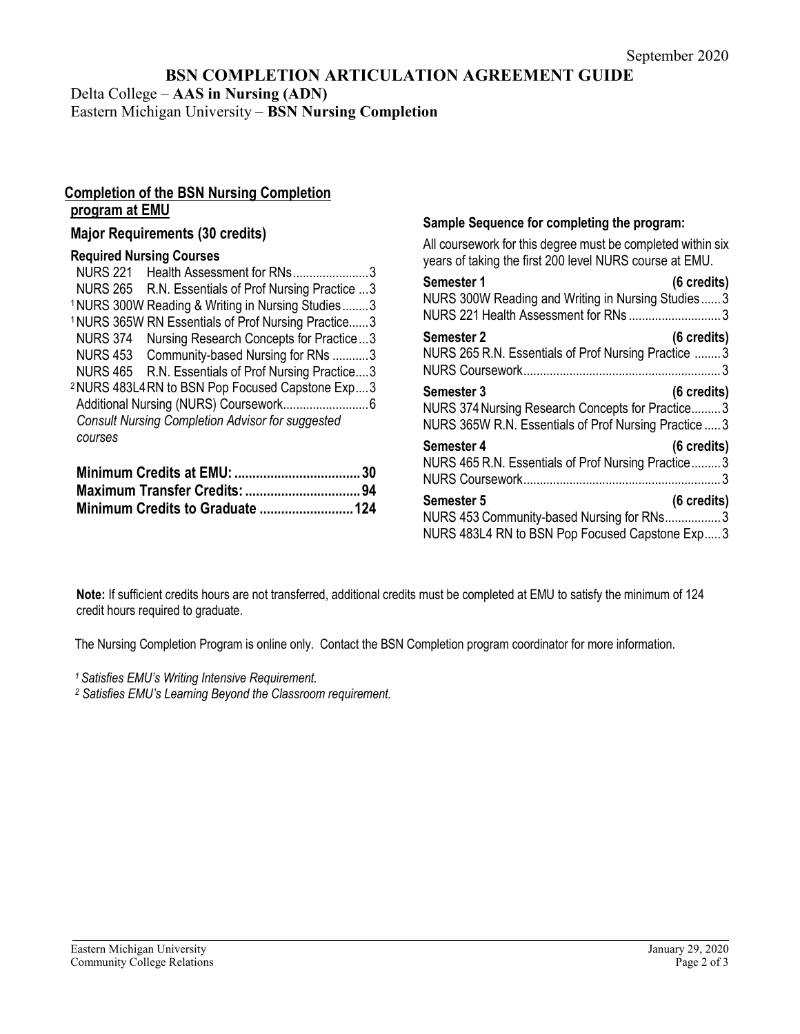September 2020

# BSN COMPLETION ARTICULATION AGREEMENT GUIDE

Delta College – **AAS in Nursing (ADN)**
Eastern Michigan University – **BSN Nursing Completion**

## Completion of the BSN Nursing Completion program at EMU

### Major Requirements (30 credits)

**Required Nursing Courses**

| Course | Title | Credits |
|---|---|---|
| NURS 221 | Health Assessment for RNs | 3 |
| NURS 265 | R.N. Essentials of Prof Nursing Practice | 3 |
| [1] NURS 300W | Reading & Writing in Nursing Studies | 3 |
| [1] NURS 365W | RN Essentials of Prof Nursing Practice | 3 |
| NURS 374 | Nursing Research Concepts for Practice | 3 |
| NURS 453 | Community-based Nursing for RNs | 3 |
| NURS 465 | R.N. Essentials of Prof Nursing Practice | 3 |
| [2] NURS 483L4 | RN to BSN Pop Focused Capstone Exp | 3 |
| Additional Nursing (NURS) Coursework | | 6 |

*Consult Nursing Completion Advisor for suggested courses*

**Minimum Credits at EMU: 30**
**Maximum Transfer Credits: 94**
**Minimum Credits to Graduate 124**

### Sample Sequence for completing the program:

All coursework for this degree must be completed within six years of taking the first 200 level NURS course at EMU.

**Semester 1 (6 credits)**
- NURS 300W Reading and Writing in Nursing Studies 3
- NURS 221 Health Assessment for RNs 3

**Semester 2 (6 credits)**
- NURS 265 R.N. Essentials of Prof Nursing Practice 3
- NURS Coursework 3

**Semester 3 (6 credits)**
- NURS 374 Nursing Research Concepts for Practice 3
- NURS 365W R.N. Essentials of Prof Nursing Practice 3

**Semester 4 (6 credits)**
- NURS 465 R.N. Essentials of Prof Nursing Practice 3
- NURS Coursework 3

**Semester 5 (6 credits)**
- NURS 453 Community-based Nursing for RNs 3
- NURS 483L4 RN to BSN Pop Focused Capstone Exp 3

**Note:** If sufficient credits hours are not transferred, additional credits must be completed at EMU to satisfy the minimum of 124 credit hours required to graduate.

The Nursing Completion Program is online only. Contact the BSN Completion program coordinator for more information.

*[1] Satisfies EMU's Writing Intensive Requirement.*
*[2] Satisfies EMU's Learning Beyond the Classroom requirement.*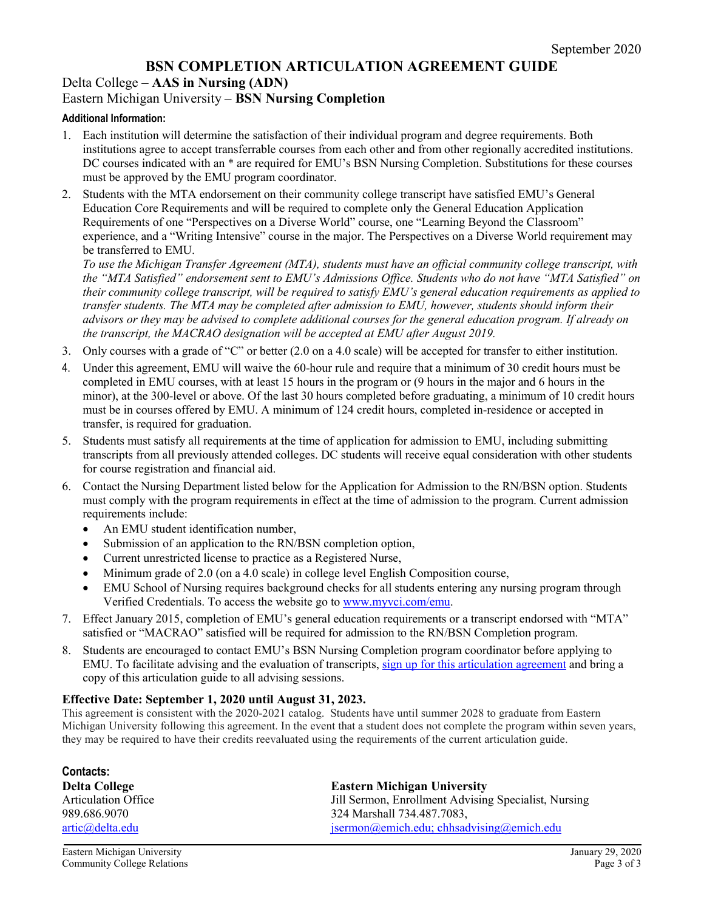September 2020

# BSN COMPLETION ARTICULATION AGREEMENT GUIDE

## Delta College – **AAS in Nursing (ADN)**
## Eastern Michigan University – **BSN Nursing Completion**

**Additional Information:**

1. Each institution will determine the satisfaction of their individual program and degree requirements. Both institutions agree to accept transferrable courses from each other and from other regionally accredited institutions. DC courses indicated with an * are required for EMU's BSN Nursing Completion. Substitutions for these courses must be approved by the EMU program coordinator.
2. Students with the MTA endorsement on their community college transcript have satisfied EMU's General Education Core Requirements and will be required to complete only the General Education Application Requirements of one "Perspectives on a Diverse World" course, one "Learning Beyond the Classroom" experience, and a "Writing Intensive" course in the major. The Perspectives on a Diverse World requirement may be transferred to EMU.
   *To use the Michigan Transfer Agreement (MTA), students must have an official community college transcript, with the "MTA Satisfied" endorsement sent to EMU's Admissions Office. Students who do not have "MTA Satisfied" on their community college transcript, will be required to satisfy EMU's general education requirements as applied to transfer students. The MTA may be completed after admission to EMU, however, students should inform their advisors or they may be advised to complete additional courses for the general education program. If already on the transcript, the MACRAO designation will be accepted at EMU after August 2019.*
3. Only courses with a grade of "C" or better (2.0 on a 4.0 scale) will be accepted for transfer to either institution.
4. Under this agreement, EMU will waive the 60-hour rule and require that a minimum of 30 credit hours must be completed in EMU courses, with at least 15 hours in the program or (9 hours in the major and 6 hours in the minor), at the 300-level or above. Of the last 30 hours completed before graduating, a minimum of 10 credit hours must be in courses offered by EMU. A minimum of 124 credit hours, completed in-residence or accepted in transfer, is required for graduation.
5. Students must satisfy all requirements at the time of application for admission to EMU, including submitting transcripts from all previously attended colleges. DC students will receive equal consideration with other students for course registration and financial aid.
6. Contact the Nursing Department listed below for the Application for Admission to the RN/BSN option. Students must comply with the program requirements in effect at the time of admission to the program. Current admission requirements include:
   - An EMU student identification number,
   - Submission of an application to the RN/BSN completion option,
   - Current unrestricted license to practice as a Registered Nurse,
   - Minimum grade of 2.0 (on a 4.0 scale) in college level English Composition course,
   - EMU School of Nursing requires background checks for all students entering any nursing program through Verified Credentials. To access the website go to www.myvci.com/emu.
7. Effect January 2015, completion of EMU's general education requirements or a transcript endorsed with "MTA" satisfied or "MACRAO" satisfied will be required for admission to the RN/BSN Completion program.
8. Students are encouraged to contact EMU's BSN Nursing Completion program coordinator before applying to EMU. To facilitate advising and the evaluation of transcripts, sign up for this articulation agreement and bring a copy of this articulation guide to all advising sessions.

**Effective Date: September 1, 2020 until August 31, 2023.**

This agreement is consistent with the 2020-2021 catalog. Students have until summer 2028 to graduate from Eastern Michigan University following this agreement. In the event that a student does not complete the program within seven years, they may be required to have their credits reevaluated using the requirements of the current articulation guide.

**Contacts:**

**Delta College**
Articulation Office
989.686.9070
artic@delta.edu

**Eastern Michigan University**
Jill Sermon, Enrollment Advising Specialist, Nursing
324 Marshall 734.487.7083,
jsermon@emich.edu; chhsadvising@emich.edu